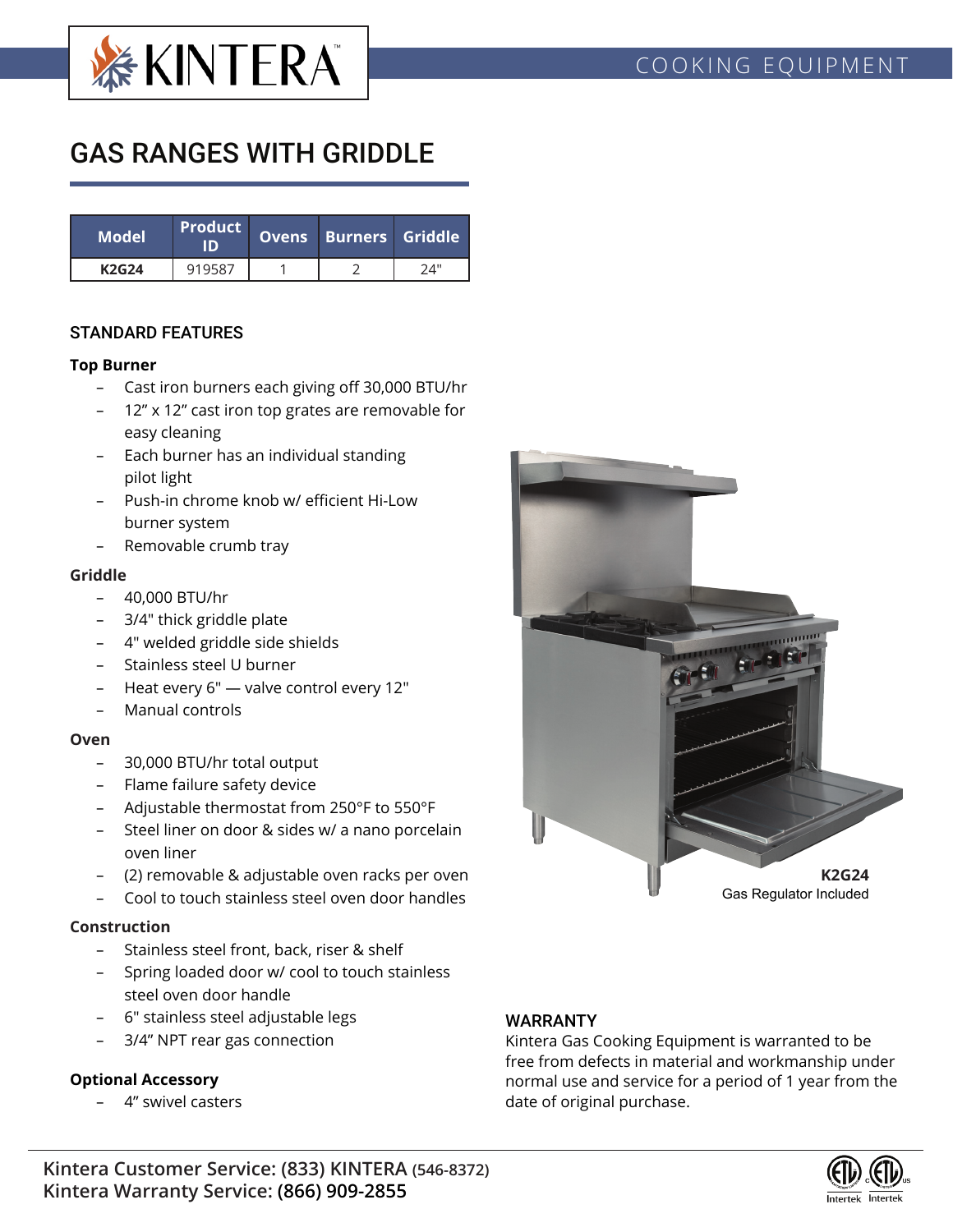# KINTERA

COOKING EQUIPMENT

## GAS RANGES WITH GRIDDLE

| Model | Product ID | Ovens | Burners | Griddle |
|---|---|---|---|---|
| **K2G24** | 919587 | 1 | 2 | 24" |

### STANDARD FEATURES

**Top Burner**

- Cast iron burners each giving off 30,000 BTU/hr
- 12" x 12" cast iron top grates are removable for easy cleaning
- Each burner has an individual standing pilot light
- Push-in chrome knob w/ efficient Hi-Low burner system
- Removable crumb tray

**Griddle**

- 40,000 BTU/hr
- 3/4" thick griddle plate
- 4" welded griddle side shields
- Stainless steel U burner
- Heat every 6" — valve control every 12"
- Manual controls

**Oven**

- 30,000 BTU/hr total output
- Flame failure safety device
- Adjustable thermostat from 250°F to 550°F
- Steel liner on door & sides w/ a nano porcelain oven liner
- (2) removable & adjustable oven racks per oven
- Cool to touch stainless steel oven door handles

**Construction**

- Stainless steel front, back, riser & shelf
- Spring loaded door w/ cool to touch stainless steel oven door handle
- 6" stainless steel adjustable legs
- 3/4" NPT rear gas connection

**Optional Accessory**

- 4" swivel casters

**K2G24**
Gas Regulator Included

### WARRANTY

Kintera Gas Cooking Equipment is warranted to be free from defects in material and workmanship under normal use and service for a period of 1 year from the date of original purchase.

**Kintera Customer Service: (833) KINTERA (546-8372)**
**Kintera Warranty Service: (866) 909-2855**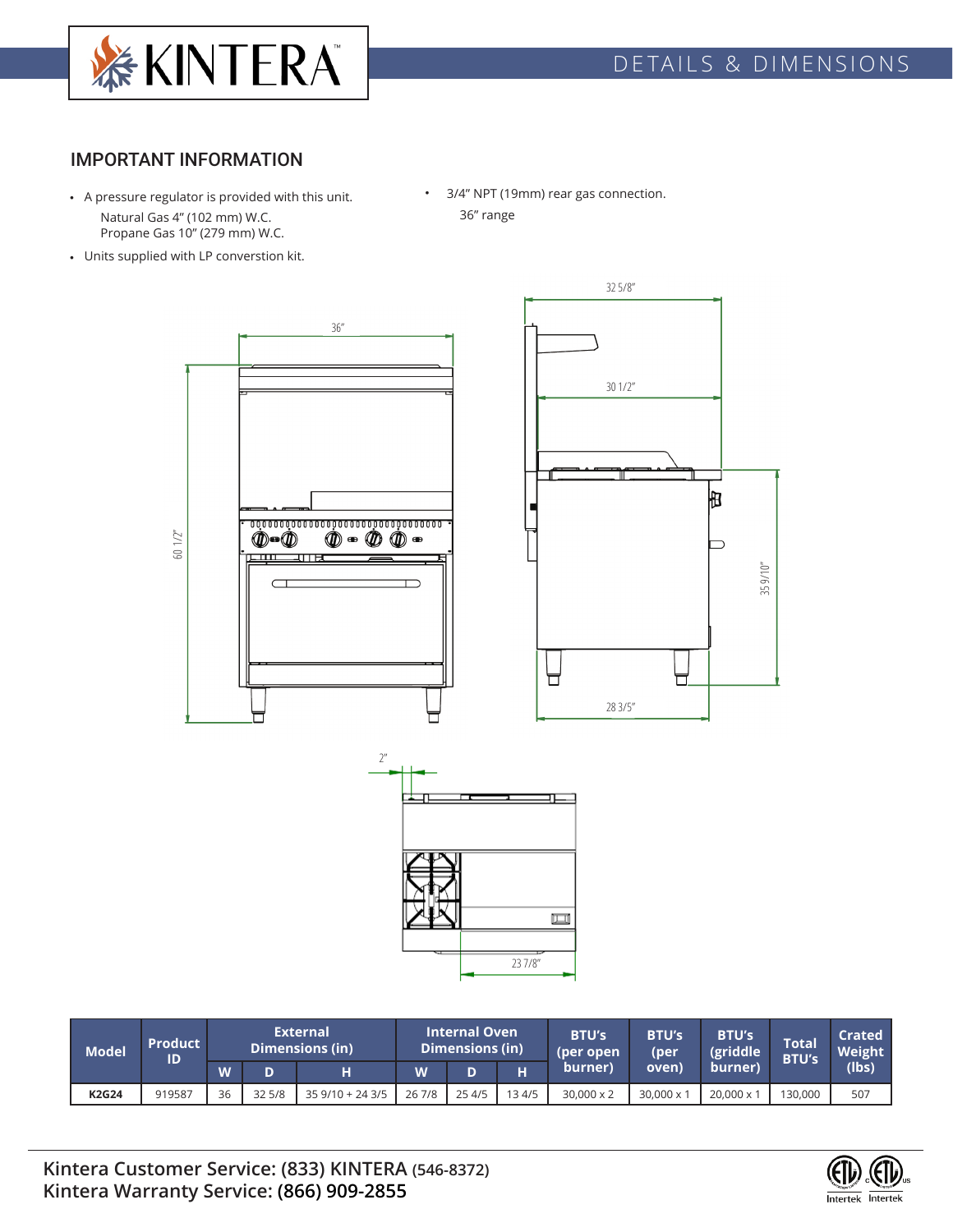# DETAILS & DIMENSIONS

## IMPORTANT INFORMATION

- A pressure regulator is provided with this unit.
  Natural Gas 4" (102 mm) W.C.
  Propane Gas 10" (279 mm) W.C.
- Units supplied with LP converstion kit.
- 3/4" NPT (19mm) rear gas connection.
  36" range

36"

60 1/2"

32 5/8"

30 1/2"

35 9/10"

28 3/5"

2"

23 7/8"

| Model | Product ID | External Dimensions (in) | | | Internal Oven Dimensions (in) | | | BTU's (per open burner) | BTU's (per oven) | BTU's (griddle burner) | Total BTU's | Crated Weight (lbs) |
|---|---|---|---|---|---|---|---|---|---|---|---|---|
| | | W | D | H | W | D | H | | | | | |
| **K2G24** | 919587 | 36 | 32 5/8 | 35 9/10 + 24 3/5 | 26 7/8 | 25 4/5 | 13 4/5 | 30,000 x 2 | 30,000 x 1 | 20,000 x 1 | 130,000 | 507 |

**Kintera Customer Service: (833) KINTERA (546-8372)**
**Kintera Warranty Service: (866) 909-2855**